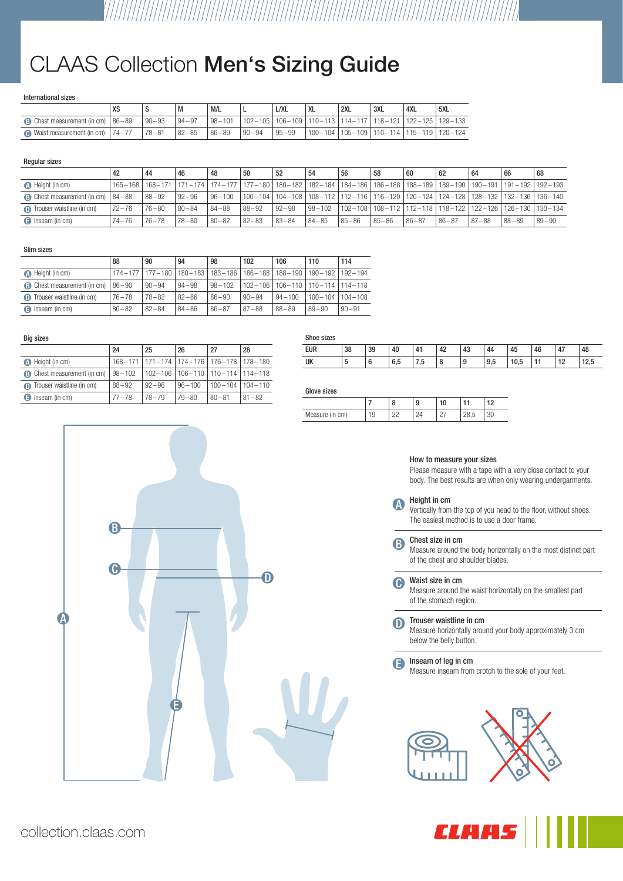# CLAAS Collection **Men's Sizing Guide**

### International sizes

| | XS | S | M | M/L | L | L/XL | XL | 2XL | 3XL | 4XL | 5XL |
|---|---|---|---|---|---|---|---|---|---|---|---|
| B Chest measurement (in cm) | 86–89 | 90–93 | 94–97 | 98–101 | 102–105 | 106–109 | 110–113 | 114–117 | 118–121 | 122–125 | 129–133 |
| C Waist measurement (in cm) | 74–77 | 78–81 | 82–85 | 86–89 | 90–94 | 95–99 | 100–104 | 105–109 | 110–114 | 115–119 | 120–124 |

### Regular sizes

| | 42 | 44 | 46 | 48 | 50 | 52 | 54 | 56 | 58 | 60 | 62 | 64 | 66 | 68 |
|---|---|---|---|---|---|---|---|---|---|---|---|---|---|---|
| A Height (in cm) | 165–168 | 168–171 | 171–174 | 174–177 | 177–180 | 180–182 | 182–184 | 184–186 | 186–188 | 188–189 | 189–190 | 190–191 | 191–192 | 192–193 |
| B Chest measurement (in cm) | 84–88 | 88–92 | 92–96 | 96–100 | 100–104 | 104–108 | 108–112 | 112–116 | 116–120 | 120–124 | 124–128 | 128–132 | 132–136 | 136–140 |
| D Trouser waistline (in cm) | 72–76 | 76–80 | 80–84 | 84–88 | 88–92 | 92–98 | 98–102 | 102–108 | 108–112 | 112–118 | 118–122 | 122–126 | 126–130 | 130–134 |
| E Inseam (in cm) | 74–76 | 76–78 | 78–80 | 80–82 | 82–83 | 83–84 | 84–85 | 85–86 | 85–86 | 86–87 | 86–87 | 87–88 | 88–89 | 89–90 |

### Slim sizes

| | 88 | 90 | 94 | 98 | 102 | 106 | 110 | 114 |
|---|---|---|---|---|---|---|---|---|
| A Height (in cm) | 174–177 | 177–180 | 180–183 | 183–186 | 186–188 | 188–190 | 190–192 | 192–194 |
| B Chest measurement (in cm) | 86–90 | 90–94 | 94–98 | 98–102 | 102–106 | 106–110 | 110–114 | 114–118 |
| D Trouser waistline (in cm) | 76–78 | 78–82 | 82–86 | 86–90 | 90–94 | 94–100 | 100–104 | 104–108 |
| E Inseam (in cm) | 80–82 | 82–84 | 84–86 | 86–87 | 87–88 | 88–89 | 89–90 | 90–91 |

### Big sizes

| | 24 | 25 | 26 | 27 | 28 |
|---|---|---|---|---|---|
| A Height (in cm) | 168–171 | 171–174 | 174–176 | 176–178 | 178–180 |
| B Chest measurement (in cm) | 98–102 | 102–106 | 106–110 | 110–114 | 114–118 |
| D Trouser waistline (in cm) | 88–92 | 92–96 | 96–100 | 100–104 | 104–110 |
| E Inseam (in cm) | 77–78 | 78–79 | 79–80 | 80–81 | 81–82 |

### Shoe sizes

| EUR | 38 | 39 | 40 | 41 | 42 | 43 | 44 | 45 | 46 | 47 | 48 |
|---|---|---|---|---|---|---|---|---|---|---|---|
| UK | 5 | 6 | 6,5 | 7,5 | 8 | 9 | 9,5 | 10,5 | 11 | 12 | 12,5 |

### Glove sizes

| | 7 | 8 | 9 | 10 | 11 | 12 |
|---|---|---|---|---|---|---|
| Measure (in cm) | 19 | 22 | 24 | 27 | 28,5 | 30 |

### How to measure your sizes

Please measure with a tape with a very close contact to your body. The best results are when only wearing undergarments.

**A Height in cm**
Vertically from the top of you head to the floor, without shoes. The easiest method is to use a door frame.

**B Chest size in cm**
Measure around the body horizontally on the most distinct part of the chest and shoulder blades.

**C Waist size in cm**
Measure around the waist horizontally on the smallest part of the stomach region.

**D Trouser waistline in cm**
Measure horizontally around your body approximately 3 cm below the belly button.

**E Inseam of leg in cm**
Measure inseam from crotch to the sole of your feet.

collection.claas.com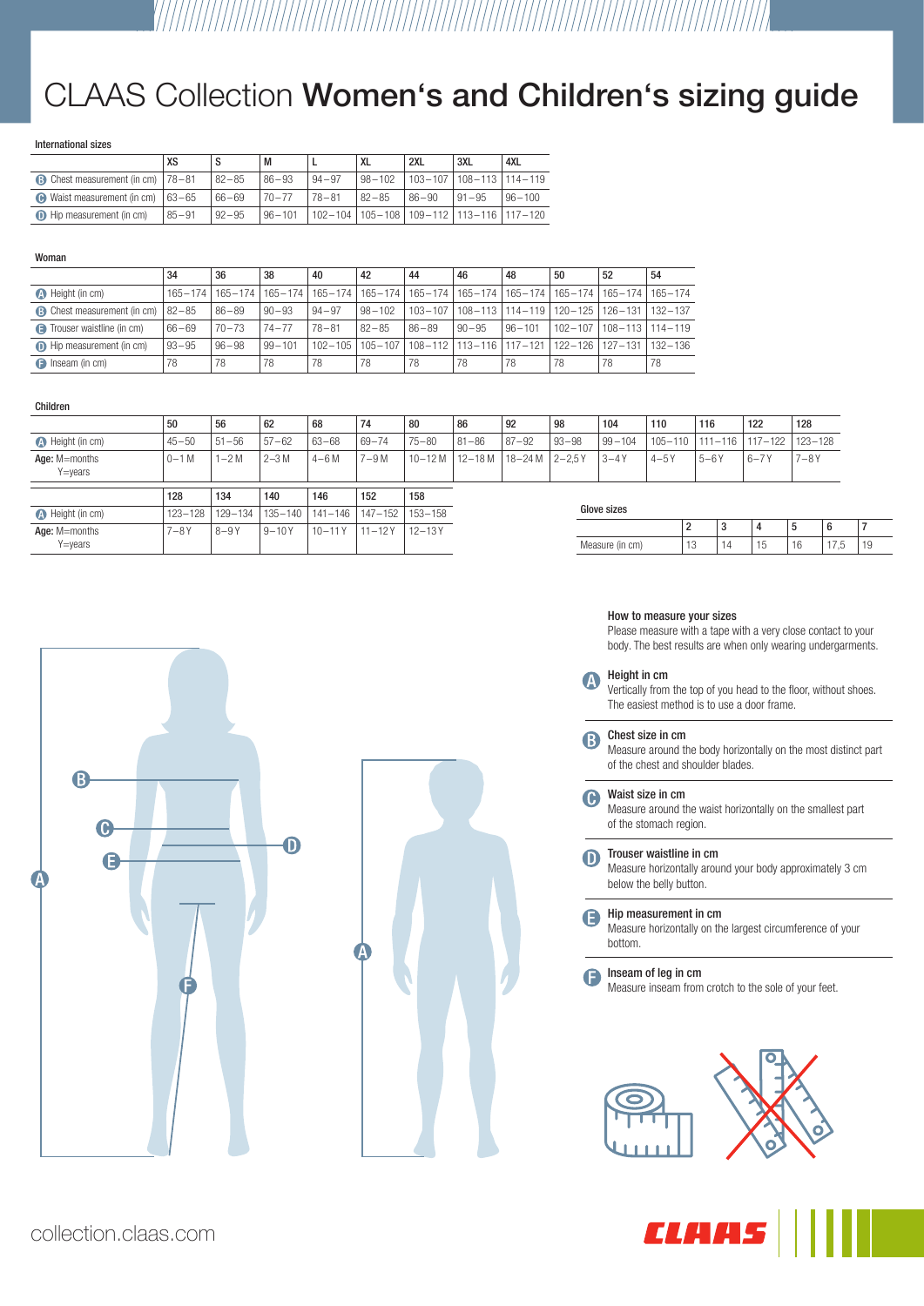# CLAAS Collection **Women‘s and Children‘s sizing guide**

**International sizes**

| | XS | S | M | L | XL | 2XL | 3XL | 4XL |
|---|---|---|---|---|---|---|---|---|
| B Chest measurement (in cm) | 78 – 81 | 82 – 85 | 86 – 93 | 94 – 97 | 98 – 102 | 103 – 107 | 108 – 113 | 114 – 119 |
| C Waist measurement (in cm) | 63 – 65 | 66 – 69 | 70 – 77 | 78 – 81 | 82 – 85 | 86 – 90 | 91 – 95 | 96 – 100 |
| D Hip measurement (in cm) | 85 – 91 | 92 – 95 | 96 – 101 | 102 – 104 | 105 – 108 | 109 – 112 | 113 – 116 | 117 – 120 |

**Woman**

| | 34 | 36 | 38 | 40 | 42 | 44 | 46 | 48 | 50 | 52 | 54 |
|---|---|---|---|---|---|---|---|---|---|---|---|
| A Height (in cm) | 165 – 174 | 165 – 174 | 165 – 174 | 165 – 174 | 165 – 174 | 165 – 174 | 165 – 174 | 165 – 174 | 165 – 174 | 165 – 174 | 165 – 174 |
| B Chest measurement (in cm) | 82 – 85 | 86 – 89 | 90 – 93 | 94 – 97 | 98 – 102 | 103 – 107 | 108 – 113 | 114 – 119 | 120 – 125 | 126 – 131 | 132 – 137 |
| E Trouser waistline (in cm) | 66 – 69 | 70 – 73 | 74 – 77 | 78 – 81 | 82 – 85 | 86 – 89 | 90 – 95 | 96 – 101 | 102 – 107 | 108 – 113 | 114 – 119 |
| D Hip measurement (in cm) | 93 – 95 | 96 – 98 | 99 – 101 | 102 – 105 | 105 – 107 | 108 – 112 | 113 – 116 | 117 – 121 | 122 – 126 | 127 – 131 | 132 – 136 |
| F Inseam (in cm) | 78 | 78 | 78 | 78 | 78 | 78 | 78 | 78 | 78 | 78 | 78 |

**Children**

| | 50 | 56 | 62 | 68 | 74 | 80 | 86 | 92 | 98 | 104 | 110 | 116 | 122 | 128 |
|---|---|---|---|---|---|---|---|---|---|---|---|---|---|---|
| A Height (in cm) | 45 – 50 | 51 – 56 | 57 – 62 | 63 – 68 | 69 – 74 | 75 – 80 | 81 – 86 | 87 – 92 | 93 – 98 | 99 – 104 | 105 – 110 | 111 – 116 | 117 – 122 | 123 – 128 |
| **Age:** M=months Y=years | 0 – 1 M | 1 – 2 M | 2 – 3 M | 4 – 6 M | 7 – 9 M | 10 – 12 M | 12 – 18 M | 18 – 24 M | 2 – 2,5 Y | 3 – 4 Y | 4 – 5 Y | 5 – 6 Y | 6 – 7 Y | 7 – 8 Y |

| | 128 | 134 | 140 | 146 | 152 | 158 |
|---|---|---|---|---|---|---|
| A Height (in cm) | 123 – 128 | 129 – 134 | 135 – 140 | 141 – 146 | 147 – 152 | 153 – 158 |
| **Age:** M=months Y=years | 7 – 8 Y | 8 – 9 Y | 9 – 10 Y | 10 – 11 Y | 11 – 12 Y | 12 – 13 Y |

**Glove sizes**

| | 2 | 3 | 4 | 5 | 6 | 7 |
|---|---|---|---|---|---|---|
| Measure (in cm) | 13 | 14 | 15 | 16 | 17,5 | 19 |

B
C
D
E
A
F
A

**How to measure your sizes**
Please measure with a tape with a very close contact to your body. The best results are when only wearing undergarments.

**A Height in cm**
Vertically from the top of you head to the floor, without shoes. The easiest method is to use a door frame.

**B Chest size in cm**
Measure around the body horizontally on the most distinct part of the chest and shoulder blades.

**C Waist size in cm**
Measure around the waist horizontally on the smallest part of the stomach region.

**D Trouser waistline in cm**
Measure horizontally around your body approximately 3 cm below the belly button.

**E Hip measurement in cm**
Measure horizontally on the largest circumference of your bottom.

**F Inseam of leg in cm**
Measure inseam from crotch to the sole of your feet.

collection.claas.com

CLAAS